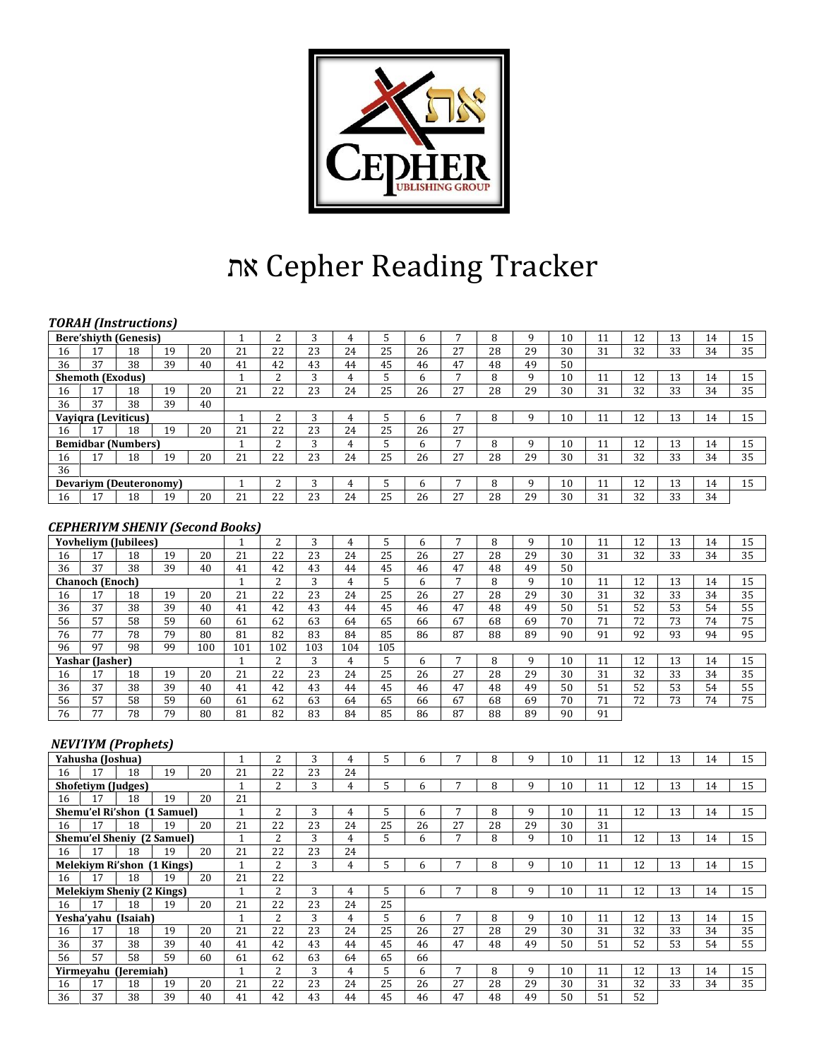# את Cepher Reading Tracker

### *TORAH (Instructions)*

| Bere'shiyth (Genesis) | | | | | 1 | 2 | 3 | 4 | 5 | 6 | 7 | 8 | 9 | 10 | 11 | 12 | 13 | 14 | 15 |
|---|---|---|---|---|---|---|---|---|---|---|---|---|---|---|---|---|---|---|---|
| 16 | 17 | 18 | 19 | 20 | 21 | 22 | 23 | 24 | 25 | 26 | 27 | 28 | 29 | 30 | 31 | 32 | 33 | 34 | 35 |
| 36 | 37 | 38 | 39 | 40 | 41 | 42 | 43 | 44 | 45 | 46 | 47 | 48 | 49 | 50 | | | | | |
| **Shemoth (Exodus)** | | | | | 1 | 2 | 3 | 4 | 5 | 6 | 7 | 8 | 9 | 10 | 11 | 12 | 13 | 14 | 15 |
| 16 | 17 | 18 | 19 | 20 | 21 | 22 | 23 | 24 | 25 | 26 | 27 | 28 | 29 | 30 | 31 | 32 | 33 | 34 | 35 |
| 36 | 37 | 38 | 39 | 40 | | | | | | | | | | | | | | | |
| **Vayiqra (Leviticus)** | | | | | 1 | 2 | 3 | 4 | 5 | 6 | 7 | 8 | 9 | 10 | 11 | 12 | 13 | 14 | 15 |
| 16 | 17 | 18 | 19 | 20 | 21 | 22 | 23 | 24 | 25 | 26 | 27 | | | | | | | | |
| **Bemidbar (Numbers)** | | | | | 1 | 2 | 3 | 4 | 5 | 6 | 7 | 8 | 9 | 10 | 11 | 12 | 13 | 14 | 15 |
| 16 | 17 | 18 | 19 | 20 | 21 | 22 | 23 | 24 | 25 | 26 | 27 | 28 | 29 | 30 | 31 | 32 | 33 | 34 | 35 |
| 36 | | | | | | | | | | | | | | | | | | | |
| **Devariym (Deuteronomy)** | | | | | 1 | 2 | 3 | 4 | 5 | 6 | 7 | 8 | 9 | 10 | 11 | 12 | 13 | 14 | 15 |
| 16 | 17 | 18 | 19 | 20 | 21 | 22 | 23 | 24 | 25 | 26 | 27 | 28 | 29 | 30 | 31 | 32 | 33 | 34 | |

### *CEPHERIYM SHENIY (Second Books)*

| Yovheliym (Jubilees) | | | | | 1 | 2 | 3 | 4 | 5 | 6 | 7 | 8 | 9 | 10 | 11 | 12 | 13 | 14 | 15 |
|---|---|---|---|---|---|---|---|---|---|---|---|---|---|---|---|---|---|---|---|
| 16 | 17 | 18 | 19 | 20 | 21 | 22 | 23 | 24 | 25 | 26 | 27 | 28 | 29 | 30 | 31 | 32 | 33 | 34 | 35 |
| 36 | 37 | 38 | 39 | 40 | 41 | 42 | 43 | 44 | 45 | 46 | 47 | 48 | 49 | 50 | | | | | |
| **Chanoch (Enoch)** | | | | | 1 | 2 | 3 | 4 | 5 | 6 | 7 | 8 | 9 | 10 | 11 | 12 | 13 | 14 | 15 |
| 16 | 17 | 18 | 19 | 20 | 21 | 22 | 23 | 24 | 25 | 26 | 27 | 28 | 29 | 30 | 31 | 32 | 33 | 34 | 35 |
| 36 | 37 | 38 | 39 | 40 | 41 | 42 | 43 | 44 | 45 | 46 | 47 | 48 | 49 | 50 | 51 | 52 | 53 | 54 | 55 |
| 56 | 57 | 58 | 59 | 60 | 61 | 62 | 63 | 64 | 65 | 66 | 67 | 68 | 69 | 70 | 71 | 72 | 73 | 74 | 75 |
| 76 | 77 | 78 | 79 | 80 | 81 | 82 | 83 | 84 | 85 | 86 | 87 | 88 | 89 | 90 | 91 | 92 | 93 | 94 | 95 |
| 96 | 97 | 98 | 99 | 100 | 101 | 102 | 103 | 104 | 105 | | | | | | | | | | |
| **Yashar (Jasher)** | | | | | 1 | 2 | 3 | 4 | 5 | 6 | 7 | 8 | 9 | 10 | 11 | 12 | 13 | 14 | 15 |
| 16 | 17 | 18 | 19 | 20 | 21 | 22 | 23 | 24 | 25 | 26 | 27 | 28 | 29 | 30 | 31 | 32 | 33 | 34 | 35 |
| 36 | 37 | 38 | 39 | 40 | 41 | 42 | 43 | 44 | 45 | 46 | 47 | 48 | 49 | 50 | 51 | 52 | 53 | 54 | 55 |
| 56 | 57 | 58 | 59 | 60 | 61 | 62 | 63 | 64 | 65 | 66 | 67 | 68 | 69 | 70 | 71 | 72 | 73 | 74 | 75 |
| 76 | 77 | 78 | 79 | 80 | 81 | 82 | 83 | 84 | 85 | 86 | 87 | 88 | 89 | 90 | 91 | | | | |

### *NEVI'IYM (Prophets)*

| Yahusha (Joshua) | | | | | 1 | 2 | 3 | 4 | 5 | 6 | 7 | 8 | 9 | 10 | 11 | 12 | 13 | 14 | 15 |
|---|---|---|---|---|---|---|---|---|---|---|---|---|---|---|---|---|---|---|---|
| 16 | 17 | 18 | 19 | 20 | 21 | 22 | 23 | 24 | | | | | | | | | | | |
| **Shofetiym (Judges)** | | | | | 1 | 2 | 3 | 4 | 5 | 6 | 7 | 8 | 9 | 10 | 11 | 12 | 13 | 14 | 15 |
| 16 | 17 | 18 | 19 | 20 | 21 | | | | | | | | | | | | | | |
| **Shemu'el Ri'shon (1 Samuel)** | | | | | 1 | 2 | 3 | 4 | 5 | 6 | 7 | 8 | 9 | 10 | 11 | 12 | 13 | 14 | 15 |
| 16 | 17 | 18 | 19 | 20 | 21 | 22 | 23 | 24 | 25 | 26 | 27 | 28 | 29 | 30 | 31 | | | | |
| **Shemu'el Sheniy (2 Samuel)** | | | | | 1 | 2 | 3 | 4 | 5 | 6 | 7 | 8 | 9 | 10 | 11 | 12 | 13 | 14 | 15 |
| 16 | 17 | 18 | 19 | 20 | 21 | 22 | 23 | 24 | | | | | | | | | | | |
| **Melekiym Ri'shon (1 Kings)** | | | | | 1 | 2 | 3 | 4 | 5 | 6 | 7 | 8 | 9 | 10 | 11 | 12 | 13 | 14 | 15 |
| 16 | 17 | 18 | 19 | 20 | 21 | 22 | | | | | | | | | | | | | |
| **Melekiym Sheniy (2 Kings)** | | | | | 1 | 2 | 3 | 4 | 5 | 6 | 7 | 8 | 9 | 10 | 11 | 12 | 13 | 14 | 15 |
| 16 | 17 | 18 | 19 | 20 | 21 | 22 | 23 | 24 | 25 | | | | | | | | | | |
| **Yesha'yahu (Isaiah)** | | | | | 1 | 2 | 3 | 4 | 5 | 6 | 7 | 8 | 9 | 10 | 11 | 12 | 13 | 14 | 15 |
| 16 | 17 | 18 | 19 | 20 | 21 | 22 | 23 | 24 | 25 | 26 | 27 | 28 | 29 | 30 | 31 | 32 | 33 | 34 | 35 |
| 36 | 37 | 38 | 39 | 40 | 41 | 42 | 43 | 44 | 45 | 46 | 47 | 48 | 49 | 50 | 51 | 52 | 53 | 54 | 55 |
| 56 | 57 | 58 | 59 | 60 | 61 | 62 | 63 | 64 | 65 | 66 | | | | | | | | | |
| **Yirmeyahu (Jeremiah)** | | | | | 1 | 2 | 3 | 4 | 5 | 6 | 7 | 8 | 9 | 10 | 11 | 12 | 13 | 14 | 15 |
| 16 | 17 | 18 | 19 | 20 | 21 | 22 | 23 | 24 | 25 | 26 | 27 | 28 | 29 | 30 | 31 | 32 | 33 | 34 | 35 |
| 36 | 37 | 38 | 39 | 40 | 41 | 42 | 43 | 44 | 45 | 46 | 47 | 48 | 49 | 50 | 51 | 52 | | | |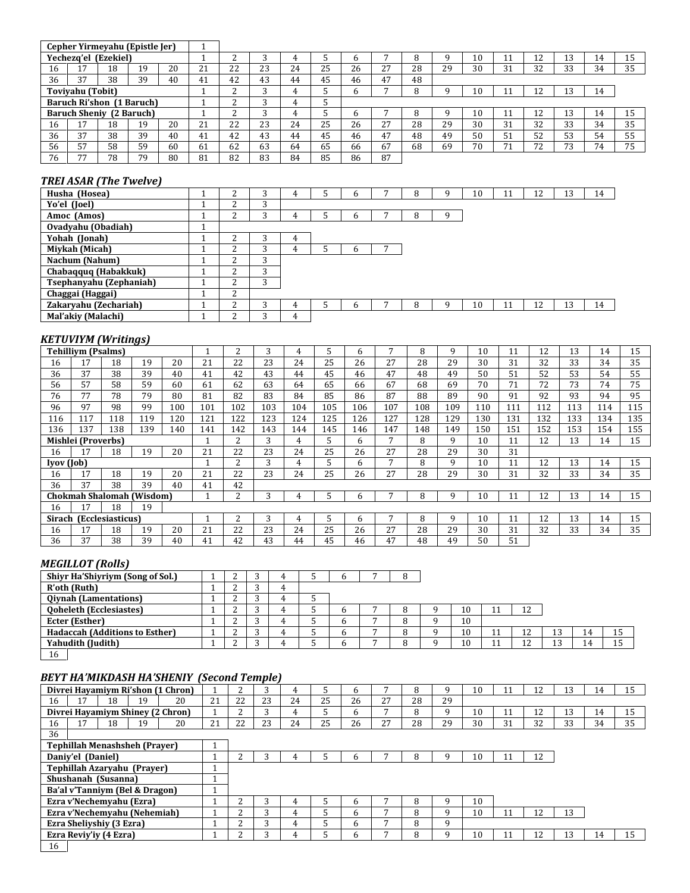| Cepher Yirmeyahu (Epistle Jer) | | | | | 1 | | | | | | | | | | | | | | | |
|---|---|---|---|---|---|---|---|---|---|---|---|---|---|---|---|---|---|---|---|---|
| **Yechezq'el (Ezekiel)** | | | | | 1 | 2 | 3 | 4 | 5 | 6 | 7 | 8 | 9 | 10 | 11 | 12 | 13 | 14 | 15 | |
| 16 | 17 | 18 | 19 | 20 | 21 | 22 | 23 | 24 | 25 | 26 | 27 | 28 | 29 | 30 | 31 | 32 | 33 | 34 | 35 | |
| 36 | 37 | 38 | 39 | 40 | 41 | 42 | 43 | 44 | 45 | 46 | 47 | 48 | | | | | | | | |
| **Toviyahu (Tobit)** | | | | | 1 | 2 | 3 | 4 | 5 | 6 | 7 | 8 | 9 | 10 | 11 | 12 | 13 | 14 | | |
| **Baruch Ri'shon (1 Baruch)** | | | | | 1 | 2 | 3 | 4 | 5 | | | | | | | | | | | |
| **Baruch Sheniy (2 Baruch)** | | | | | 1 | 2 | 3 | 4 | 5 | 6 | 7 | 8 | 9 | 10 | 11 | 12 | 13 | 14 | 15 | |
| 16 | 17 | 18 | 19 | 20 | 21 | 22 | 23 | 24 | 25 | 26 | 27 | 28 | 29 | 30 | 31 | 32 | 33 | 34 | 35 | |
| 36 | 37 | 38 | 39 | 40 | 41 | 42 | 43 | 44 | 45 | 46 | 47 | 48 | 49 | 50 | 51 | 52 | 53 | 54 | 55 | |
| 56 | 57 | 58 | 59 | 60 | 61 | 62 | 63 | 64 | 65 | 66 | 67 | 68 | 69 | 70 | 71 | 72 | 73 | 74 | 75 | |
| 76 | 77 | 78 | 79 | 80 | 81 | 82 | 83 | 84 | 85 | 86 | 87 | | | | | | | | | |

### *TREI ASAR (The Twelve)*

| Book | | | | | | | | | | | | | | |
|---|---|---|---|---|---|---|---|---|---|---|---|---|---|---|
| **Husha (Hosea)** | 1 | 2 | 3 | 4 | 5 | 6 | 7 | 8 | 9 | 10 | 11 | 12 | 13 | 14 |
| **Yo'el (Joel)** | 1 | 2 | 3 | | | | | | | | | | | |
| **Amoc (Amos)** | 1 | 2 | 3 | 4 | 5 | 6 | 7 | 8 | 9 | | | | | |
| **Ovadyahu (Obadiah)** | 1 | | | | | | | | | | | | | |
| **Yohah (Jonah)** | 1 | 2 | 3 | 4 | | | | | | | | | | |
| **Miykah (Micah)** | 1 | 2 | 3 | 4 | 5 | 6 | 7 | | | | | | | |
| **Nachum (Nahum)** | 1 | 2 | 3 | | | | | | | | | | | |
| **Chabaqquq (Habakkuk)** | 1 | 2 | 3 | | | | | | | | | | | |
| **Tsephanyahu (Zephaniah)** | 1 | 2 | 3 | | | | | | | | | | | |
| **Chaggai (Haggai)** | 1 | 2 | | | | | | | | | | | | |
| **Zakaryahu (Zechariah)** | 1 | 2 | 3 | 4 | 5 | 6 | 7 | 8 | 9 | 10 | 11 | 12 | 13 | 14 |
| **Mal'akiy (Malachi)** | 1 | 2 | 3 | 4 | | | | | | | | | | |

### *KETUVIYM (Writings)*

| **Tehilliym (Psalms)** | | | | | 1 | 2 | 3 | 4 | 5 | 6 | 7 | 8 | 9 | 10 | 11 | 12 | 13 | 14 | 15 |
|---|---|---|---|---|---|---|---|---|---|---|---|---|---|---|---|---|---|---|---|
| 16 | 17 | 18 | 19 | 20 | 21 | 22 | 23 | 24 | 25 | 26 | 27 | 28 | 29 | 30 | 31 | 32 | 33 | 34 | 35 |
| 36 | 37 | 38 | 39 | 40 | 41 | 42 | 43 | 44 | 45 | 46 | 47 | 48 | 49 | 50 | 51 | 52 | 53 | 54 | 55 |
| 56 | 57 | 58 | 59 | 60 | 61 | 62 | 63 | 64 | 65 | 66 | 67 | 68 | 69 | 70 | 71 | 72 | 73 | 74 | 75 |
| 76 | 77 | 78 | 79 | 80 | 81 | 82 | 83 | 84 | 85 | 86 | 87 | 88 | 89 | 90 | 91 | 92 | 93 | 94 | 95 |
| 96 | 97 | 98 | 99 | 100 | 101 | 102 | 103 | 104 | 105 | 106 | 107 | 108 | 109 | 110 | 111 | 112 | 113 | 114 | 115 |
| 116 | 117 | 118 | 119 | 120 | 121 | 122 | 123 | 124 | 125 | 126 | 127 | 128 | 129 | 130 | 131 | 132 | 133 | 134 | 135 |
| 136 | 137 | 138 | 139 | 140 | 141 | 142 | 143 | 144 | 145 | 146 | 147 | 148 | 149 | 150 | 151 | 152 | 153 | 154 | 155 |
| **Mishlei (Proverbs)** | | | | | 1 | 2 | 3 | 4 | 5 | 6 | 7 | 8 | 9 | 10 | 11 | 12 | 13 | 14 | 15 |
| 16 | 17 | 18 | 19 | 20 | 21 | 22 | 23 | 24 | 25 | 26 | 27 | 28 | 29 | 30 | 31 | | | | |
| **Iyov (Job)** | | | | | 1 | 2 | 3 | 4 | 5 | 6 | 7 | 8 | 9 | 10 | 11 | 12 | 13 | 14 | 15 |
| 16 | 17 | 18 | 19 | 20 | 21 | 22 | 23 | 24 | 25 | 26 | 27 | 28 | 29 | 30 | 31 | 32 | 33 | 34 | 35 |
| 36 | 37 | 38 | 39 | 40 | 41 | 42 | | | | | | | | | | | | | |
| **Chokmah Shalomah (Wisdom)** | | | | | 1 | 2 | 3 | 4 | 5 | 6 | 7 | 8 | 9 | 10 | 11 | 12 | 13 | 14 | 15 |
| 16 | 17 | 18 | 19 | | | | | | | | | | | | | | | | |
| **Sirach (Ecclesiasticus)** | | | | | 1 | 2 | 3 | 4 | 5 | 6 | 7 | 8 | 9 | 10 | 11 | 12 | 13 | 14 | 15 |
| 16 | 17 | 18 | 19 | 20 | 21 | 22 | 23 | 24 | 25 | 26 | 27 | 28 | 29 | 30 | 31 | 32 | 33 | 34 | 35 |
| 36 | 37 | 38 | 39 | 40 | 41 | 42 | 43 | 44 | 45 | 46 | 47 | 48 | 49 | 50 | 51 | | | | |

### *MEGILLOT (Rolls)*

| Book | | | | | | | | | | | | | | | |
|---|---|---|---|---|---|---|---|---|---|---|---|---|---|---|---|
| **Shiyr Ha'Shiyriym (Song of Sol.)** | 1 | 2 | 3 | 4 | 5 | 6 | 7 | 8 | | | | | | | |
| **R'oth (Ruth)** | 1 | 2 | 3 | 4 | | | | | | | | | | | |
| **Qiynah (Lamentations)** | 1 | 2 | 3 | 4 | 5 | | | | | | | | | | |
| **Qoheleth (Ecclesiastes)** | 1 | 2 | 3 | 4 | 5 | 6 | 7 | 8 | 9 | 10 | 11 | 12 | | | |
| **Ecter (Esther)** | 1 | 2 | 3 | 4 | 5 | 6 | 7 | 8 | 9 | 10 | | | | | |
| **Hadaccah (Additions to Esther)** | 1 | 2 | 3 | 4 | 5 | 6 | 7 | 8 | 9 | 10 | 11 | 12 | 13 | 14 | 15 |
| **Yahudith (Judith)** | 1 | 2 | 3 | 4 | 5 | 6 | 7 | 8 | 9 | 10 | 11 | 12 | 13 | 14 | 15 |
| 16 | | | | | | | | | | | | | | | |

### *BEYT HA'MIKDASH HA'SHENIY (Second Temple)*

| **Divrei Hayamiym Ri'shon (1 Chron)** | | | | | 1 | 2 | 3 | 4 | 5 | 6 | 7 | 8 | 9 | 10 | 11 | 12 | 13 | 14 | 15 |
|---|---|---|---|---|---|---|---|---|---|---|---|---|---|---|---|---|---|---|---|
| 16 | 17 | 18 | 19 | 20 | 21 | 22 | 23 | 24 | 25 | 26 | 27 | 28 | 29 | | | | | | |
| **Divrei Hayamiym Shiney (2 Chron)** | | | | | 1 | 2 | 3 | 4 | 5 | 6 | 7 | 8 | 9 | 10 | 11 | 12 | 13 | 14 | 15 |
| 16 | 17 | 18 | 19 | 20 | 21 | 22 | 23 | 24 | 25 | 26 | 27 | 28 | 29 | 30 | 31 | 32 | 33 | 34 | 35 |
| 36 | | | | | | | | | | | | | | | | | | | |
| **Tephillah Menashsheh (Prayer)** | | | | | 1 | | | | | | | | | | | | | | |
| **Daniy'el (Daniel)** | | | | | 1 | 2 | 3 | 4 | 5 | 6 | 7 | 8 | 9 | 10 | 11 | 12 | | | |
| **Tephillah Azaryahu (Prayer)** | | | | | 1 | | | | | | | | | | | | | | |
| **Shushanah (Susanna)** | | | | | 1 | | | | | | | | | | | | | | |
| **Ba'al v'Tanniym (Bel & Dragon)** | | | | | 1 | | | | | | | | | | | | | | |
| **Ezra v'Nechemyahu (Ezra)** | | | | | 1 | 2 | 3 | 4 | 5 | 6 | 7 | 8 | 9 | 10 | | | | | |
| **Ezra v'Nechemyahu (Nehemiah)** | | | | | 1 | 2 | 3 | 4 | 5 | 6 | 7 | 8 | 9 | 10 | 11 | 12 | 13 | | |
| **Ezra Sheliyshiy (3 Ezra)** | | | | | 1 | 2 | 3 | 4 | 5 | 6 | 7 | 8 | 9 | | | | | | |
| **Ezra Reviy'iy (4 Ezra)** | | | | | 1 | 2 | 3 | 4 | 5 | 6 | 7 | 8 | 9 | 10 | 11 | 12 | 13 | 14 | 15 |
| 16 | | | | | | | | | | | | | | | | | | | |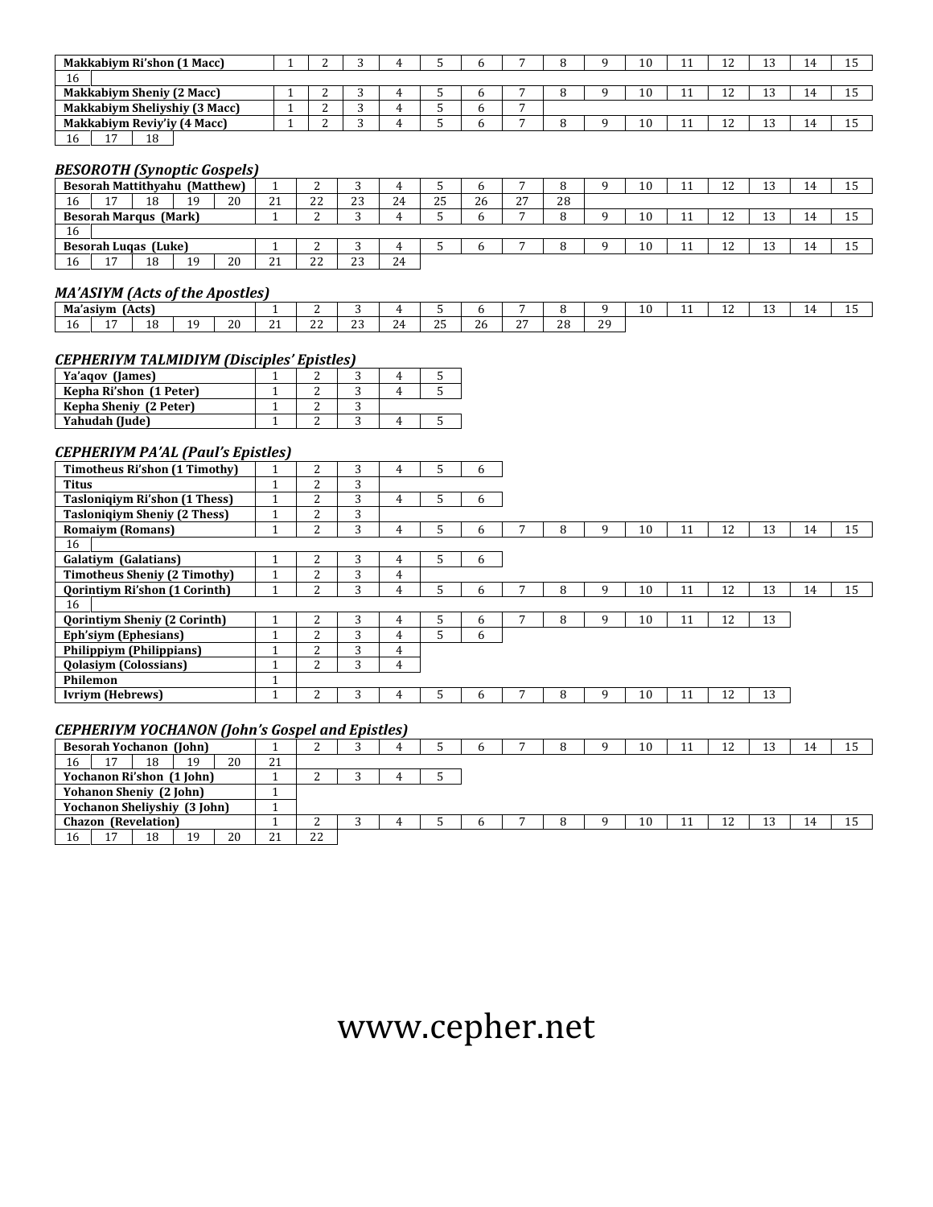| | | | | | | | | | | | | | | | | | | | |
|---|---|---|---|---|---|---|---|---|---|---|---|---|---|---|---|---|---|---|---|
| **Makkabiym Ri'shon (1 Macc)** | | | | | 1 | 2 | 3 | 4 | 5 | 6 | 7 | 8 | 9 | 10 | 11 | 12 | 13 | 14 | 15 |
| 16 | | | | | | | | | | | | | | | | | | | |
| **Makkabiym Sheniy (2 Macc)** | | | | | 1 | 2 | 3 | 4 | 5 | 6 | 7 | 8 | 9 | 10 | 11 | 12 | 13 | 14 | 15 |
| **Makkabiym Sheliyshiy (3 Macc)** | | | | | 1 | 2 | 3 | 4 | 5 | 6 | 7 | | | | | | | | |
| **Makkabiym Reviy'iy (4 Macc)** | | | | | 1 | 2 | 3 | 4 | 5 | 6 | 7 | 8 | 9 | 10 | 11 | 12 | 13 | 14 | 15 |
| 16 | 17 | 18 | | | | | | | | | | | | | | | | | |

### *BESOROTH (Synoptic Gospels)*

| | | | | | | | | | | | | | | | | | | | |
|---|---|---|---|---|---|---|---|---|---|---|---|---|---|---|---|---|---|---|---|
| **Besorah Mattithyahu (Matthew)** | | | | | 1 | 2 | 3 | 4 | 5 | 6 | 7 | 8 | 9 | 10 | 11 | 12 | 13 | 14 | 15 |
| 16 | 17 | 18 | 19 | 20 | 21 | 22 | 23 | 24 | 25 | 26 | 27 | 28 | | | | | | | |
| **Besorah Marqus (Mark)** | | | | | 1 | 2 | 3 | 4 | 5 | 6 | 7 | 8 | 9 | 10 | 11 | 12 | 13 | 14 | 15 |
| 16 | | | | | | | | | | | | | | | | | | | |
| **Besorah Luqas (Luke)** | | | | | 1 | 2 | 3 | 4 | 5 | 6 | 7 | 8 | 9 | 10 | 11 | 12 | 13 | 14 | 15 |
| 16 | 17 | 18 | 19 | 20 | 21 | 22 | 23 | 24 | | | | | | | | | | | |

### *MA'ASIYM (Acts of the Apostles)*

| | | | | | | | | | | | | | | | | | | | |
|---|---|---|---|---|---|---|---|---|---|---|---|---|---|---|---|---|---|---|---|
| **Ma'asiym (Acts)** | | | | | 1 | 2 | 3 | 4 | 5 | 6 | 7 | 8 | 9 | 10 | 11 | 12 | 13 | 14 | 15 |
| 16 | 17 | 18 | 19 | 20 | 21 | 22 | 23 | 24 | 25 | 26 | 27 | 28 | 29 | | | | | | |

### *CEPHERIYM TALMIDIYM (Disciples' Epistles)*

| | | | | | |
|---|---|---|---|---|---|
| **Ya'aqov (James)** | 1 | 2 | 3 | 4 | 5 |
| **Kepha Ri'shon (1 Peter)** | 1 | 2 | 3 | 4 | 5 |
| **Kepha Sheniy (2 Peter)** | 1 | 2 | 3 | | |
| **Yahudah (Jude)** | 1 | 2 | 3 | 4 | 5 |

### *CEPHERIYM PA'AL (Paul's Epistles)*

| | | | | | | | | | | | | | | | | | | | |
|---|---|---|---|---|---|---|---|---|---|---|---|---|---|---|---|---|---|---|---|
| **Timotheus Ri'shon (1 Timothy)** | | | | | 1 | 2 | 3 | 4 | 5 | 6 | | | | | | | | | |
| **Titus** | | | | | 1 | 2 | 3 | | | | | | | | | | | | |
| **Tasloniqiym Ri'shon (1 Thess)** | | | | | 1 | 2 | 3 | 4 | 5 | 6 | | | | | | | | | |
| **Tasloniqiym Sheniy (2 Thess)** | | | | | 1 | 2 | 3 | | | | | | | | | | | | |
| **Romaiym (Romans)** | | | | | 1 | 2 | 3 | 4 | 5 | 6 | 7 | 8 | 9 | 10 | 11 | 12 | 13 | 14 | 15 |
| 16 | | | | | | | | | | | | | | | | | | | |
| **Galatiym (Galatians)** | | | | | 1 | 2 | 3 | 4 | 5 | 6 | | | | | | | | | |
| **Timotheus Sheniy (2 Timothy)** | | | | | 1 | 2 | 3 | 4 | | | | | | | | | | | |
| **Qorintiym Ri'shon (1 Corinth)** | | | | | 1 | 2 | 3 | 4 | 5 | 6 | 7 | 8 | 9 | 10 | 11 | 12 | 13 | 14 | 15 |
| 16 | | | | | | | | | | | | | | | | | | | |
| **Qorintiym Sheniy (2 Corinth)** | | | | | 1 | 2 | 3 | 4 | 5 | 6 | 7 | 8 | 9 | 10 | 11 | 12 | 13 | | |
| **Eph'siym (Ephesians)** | | | | | 1 | 2 | 3 | 4 | 5 | 6 | | | | | | | | | |
| **Philippiym (Philippians)** | | | | | 1 | 2 | 3 | 4 | | | | | | | | | | | |
| **Qolasiym (Colossians)** | | | | | 1 | 2 | 3 | 4 | | | | | | | | | | | |
| **Philemon** | | | | | 1 | | | | | | | | | | | | | | |
| **Ivriym (Hebrews)** | | | | | 1 | 2 | 3 | 4 | 5 | 6 | 7 | 8 | 9 | 10 | 11 | 12 | 13 | | |

### *CEPHERIYM YOCHANON (John's Gospel and Epistles)*

| | | | | | | | | | | | | | | | | | | | |
|---|---|---|---|---|---|---|---|---|---|---|---|---|---|---|---|---|---|---|---|
| **Besorah Yochanon (John)** | | | | | 1 | 2 | 3 | 4 | 5 | 6 | 7 | 8 | 9 | 10 | 11 | 12 | 13 | 14 | 15 |
| 16 | 17 | 18 | 19 | 20 | 21 | | | | | | | | | | | | | | |
| **Yochanon Ri'shon (1 John)** | | | | | 1 | 2 | 3 | 4 | 5 | | | | | | | | | | |
| **Yohanon Sheniy (2 John)** | | | | | 1 | | | | | | | | | | | | | | |
| **Yochanon Sheliyshiy (3 John)** | | | | | 1 | | | | | | | | | | | | | | |
| **Chazon (Revelation)** | | | | | 1 | 2 | 3 | 4 | 5 | 6 | 7 | 8 | 9 | 10 | 11 | 12 | 13 | 14 | 15 |
| 16 | 17 | 18 | 19 | 20 | 21 | 22 | | | | | | | | | | | | | |

www.cepher.net